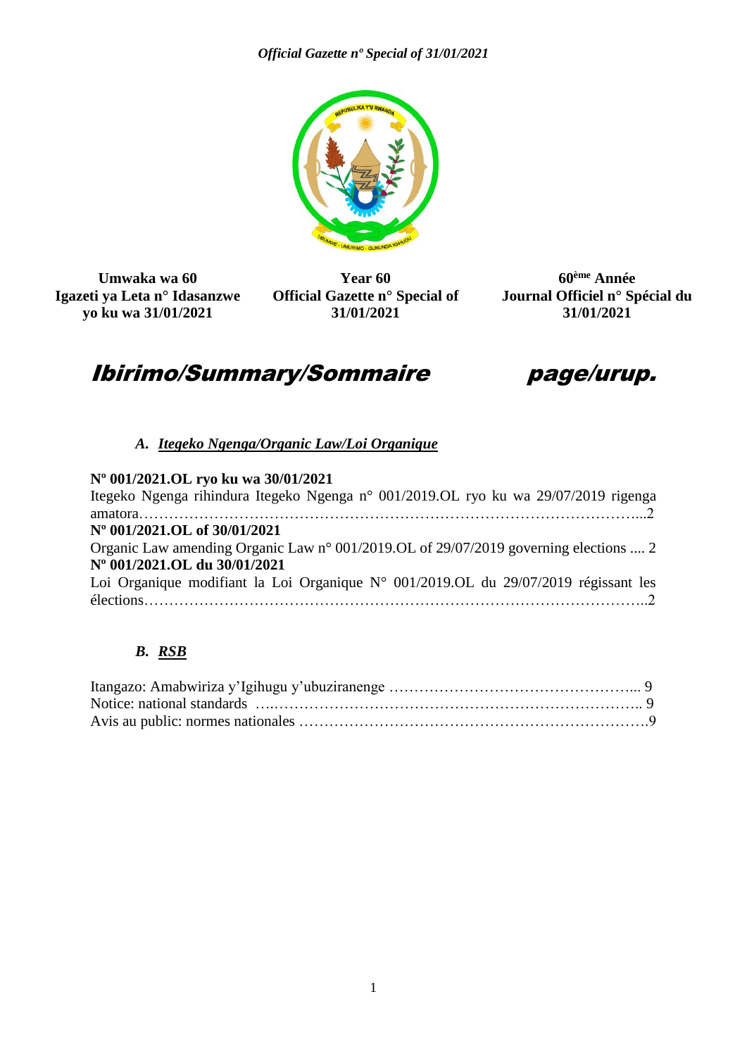| Umwaka wa 60 | Year 60 | 60ème Année |
|---|---|---|
| Igazeti ya Leta n° Idasanzwe yo ku wa 31/01/2021 | Official Gazette n° Special of 31/01/2021 | Journal Officiel n° Spécial du 31/01/2021 |

# Ibirimo/Summary/Sommaire page/urup.

### A. *Itegeko Ngenga/Organic Law/Loi Organique*

**Nº 001/2021.OL ryo ku wa 30/01/2021**
Itegeko Ngenga rihindura Itegeko Ngenga n° 001/2019.OL ryo ku wa 29/07/2019 rigenga amatora………………………………………………………………………………………...2

**Nº 001/2021.OL of 30/01/2021**
Organic Law amending Organic Law n° 001/2019.OL of 29/07/2019 governing elections .... 2

**Nº 001/2021.OL du 30/01/2021**
Loi Organique modifiant la Loi Organique N° 001/2019.OL du 29/07/2019 régissant les élections………………………………………………………………………………………..2

### B. *RSB*

Itangazo: Amabwiriza y'Igihugu y'ubuziranenge …………………………………………... 9
Notice: national standards ….…………………………………………………………….. 9
Avis au public: normes nationales ………………………………………………………….9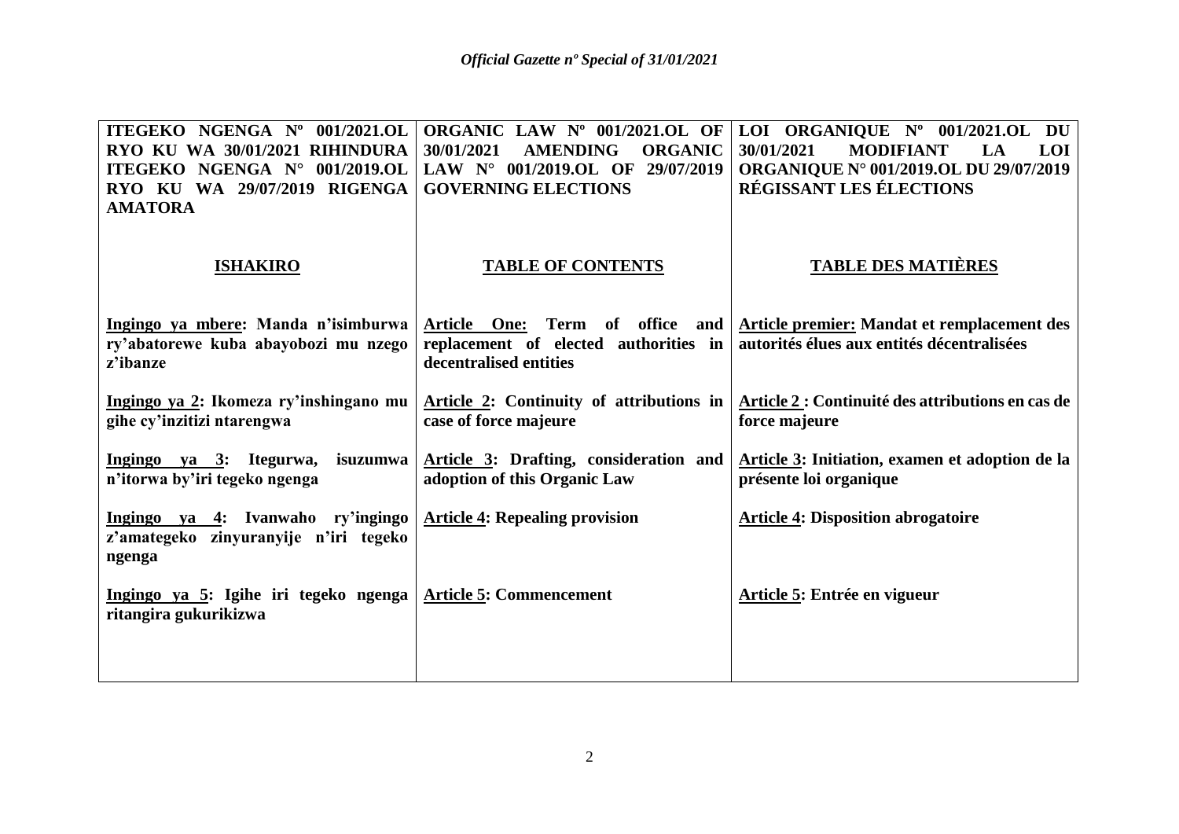| ITEGEKO NGENGA Nº 001/2021.OL RYO KU WA 30/01/2021 RIHINDURA ITEGEKO NGENGA N° 001/2019.OL RYO KU WA 29/07/2019 RIGENGA AMATORA | ORGANIC LAW Nº 001/2021.OL OF 30/01/2021 AMENDING ORGANIC LAW N° 001/2019.OL OF 29/07/2019 GOVERNING ELECTIONS | LOI ORGANIQUE Nº 001/2021.OL DU 30/01/2021 MODIFIANT LA LOI ORGANIQUE N° 001/2019.OL DU 29/07/2019 RÉGISSANT LES ÉLECTIONS |
|---|---|---|
| **ISHAKIRO** | **TABLE OF CONTENTS** | **TABLE DES MATIÈRES** |
| **Ingingo ya mbere: Manda n'isimburwa ry'abatorewe kuba abayobozi mu nzego z'ibanze** | **Article One: Term of office and replacement of elected authorities in decentralised entities** | **Article premier: Mandat et remplacement des autorités élues aux entités décentralisées** |
| **Ingingo ya 2: Ikomeza ry'inshingano mu gihe cy'inzitizi ntarengwa** | **Article 2: Continuity of attributions in case of force majeure** | **Article 2 : Continuité des attributions en cas de force majeure** |
| **Ingingo ya 3: Itegurwa, isuzumwa n'itorwa by'iri tegeko ngenga** | **Article 3: Drafting, consideration and adoption of this Organic Law** | **Article 3: Initiation, examen et adoption de la présente loi organique** |
| **Ingingo ya 4: Ivanwaho ry'ingingo z'amategeko zinyuranyije n'iri tegeko ngenga** | **Article 4: Repealing provision** | **Article 4: Disposition abrogatoire** |
| **Ingingo ya 5: Igihe iri tegeko ngenga ritangira gukurikizwa** | **Article 5: Commencement** | **Article 5: Entrée en vigueur** |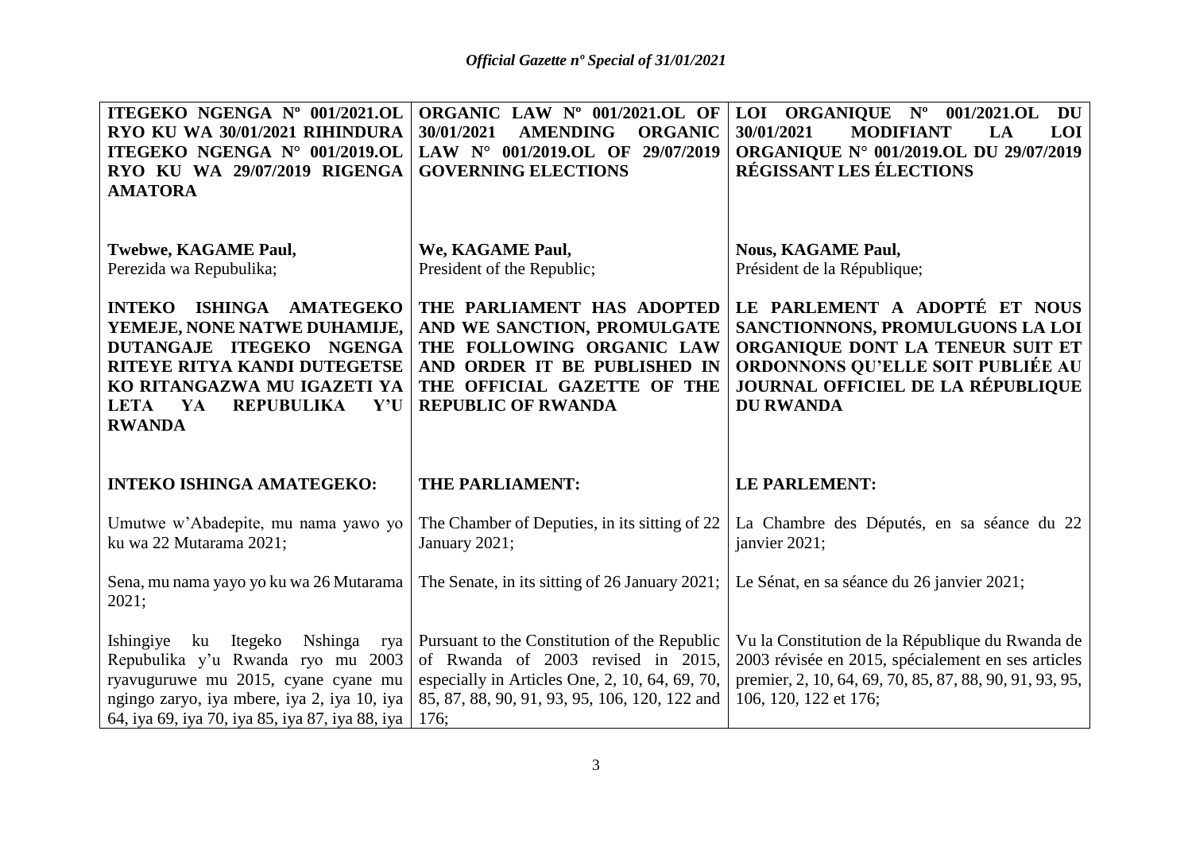| ITEGEKO NGENGA Nº 001/2021.OL RYO KU WA 30/01/2021 RIHINDURA ITEGEKO NGENGA N° 001/2019.OL RYO KU WA 29/07/2019 RIGENGA AMATORA | ORGANIC LAW Nº 001/2021.OL OF 30/01/2021 AMENDING ORGANIC LAW N° 001/2019.OL OF 29/07/2019 GOVERNING ELECTIONS | LOI ORGANIQUE Nº 001/2021.OL DU 30/01/2021 MODIFIANT LA LOI ORGANIQUE N° 001/2019.OL DU 29/07/2019 RÉGISSANT LES ÉLECTIONS |
|---|---|---|
| **Twebwe, KAGAME Paul,**<br>Perezida wa Repubulika; | **We, KAGAME Paul,**<br>President of the Republic; | **Nous, KAGAME Paul,**<br>Président de la République; |
| **INTEKO ISHINGA AMATEGEKO YEMEJE, NONE NATWE DUHAMIJE, DUTANGAJE ITEGEKO NGENGA RITEYE RITYA KANDI DUTEGETSE KO RITANGAZWA MU IGAZETI YA LETA YA REPUBULIKA Y'U RWANDA** | **THE PARLIAMENT HAS ADOPTED AND WE SANCTION, PROMULGATE THE FOLLOWING ORGANIC LAW AND ORDER IT BE PUBLISHED IN THE OFFICIAL GAZETTE OF THE REPUBLIC OF RWANDA** | **LE PARLEMENT A ADOPTÉ ET NOUS SANCTIONNONS, PROMULGUONS LA LOI ORGANIQUE DONT LA TENEUR SUIT ET ORDONNONS QU'ELLE SOIT PUBLIÉE AU JOURNAL OFFICIEL DE LA RÉPUBLIQUE DU RWANDA** |
| **INTEKO ISHINGA AMATEGEKO:** | **THE PARLIAMENT:** | **LE PARLEMENT:** |
| Umutwe w'Abadepite, mu nama yawo yo ku wa 22 Mutarama 2021; | The Chamber of Deputies, in its sitting of 22 January 2021; | La Chambre des Députés, en sa séance du 22 janvier 2021; |
| Sena, mu nama yayo yo ku wa 26 Mutarama 2021; | The Senate, in its sitting of 26 January 2021; | Le Sénat, en sa séance du 26 janvier 2021; |
| Ishingiye ku Itegeko Nshinga rya Repubulika y'u Rwanda ryo mu 2003 ryavuguruwe mu 2015, cyane cyane mu ngingo zaryo, iya mbere, iya 2, iya 10, iya 64, iya 69, iya 70, iya 85, iya 87, iya 88, iya | Pursuant to the Constitution of the Republic of Rwanda of 2003 revised in 2015, especially in Articles One, 2, 10, 64, 69, 70, 85, 87, 88, 90, 91, 93, 95, 106, 120, 122 and 176; | Vu la Constitution de la République du Rwanda de 2003 révisée en 2015, spécialement en ses articles premier, 2, 10, 64, 69, 70, 85, 87, 88, 90, 91, 93, 95, 106, 120, 122 et 176; |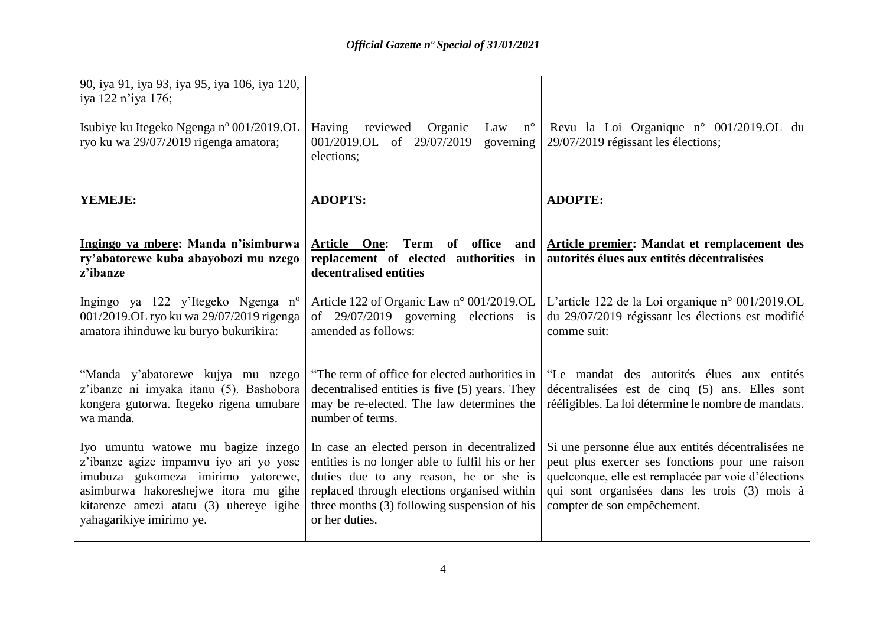| | | |
|---|---|---|
| 90, iya 91, iya 93, iya 95, iya 106, iya 120, iya 122 n'iya 176; | | |
| Isubiye ku Itegeko Ngenga nº 001/2019.OL ryo ku wa 29/07/2019 rigenga amatora; | Having reviewed Organic Law n° 001/2019.OL of 29/07/2019 governing elections; | Revu la Loi Organique n° 001/2019.OL du 29/07/2019 régissant les élections; |
| **YEMEJE:** | **ADOPTS:** | **ADOPTE:** |
| **Ingingo ya mbere: Manda n'isimburwa ry'abatorewe kuba abayobozi mu nzego z'ibanze** | **Article One: Term of office and replacement of elected authorities in decentralised entities** | **Article premier: Mandat et remplacement des autorités élues aux entités décentralisées** |
| Ingingo ya 122 y'Itegeko Ngenga nº 001/2019.OL ryo ku wa 29/07/2019 rigenga amatora ihinduwe ku buryo bukurikira: | Article 122 of Organic Law n° 001/2019.OL of 29/07/2019 governing elections is amended as follows: | L'article 122 de la Loi organique n° 001/2019.OL du 29/07/2019 régissant les élections est modifié comme suit: |
| "Manda y'abatorewe kujya mu nzego z'ibanze ni imyaka itanu (5). Bashobora kongera gutorwa. Itegeko rigena umubare wa manda. | "The term of office for elected authorities in decentralised entities is five (5) years. They may be re-elected. The law determines the number of terms. | "Le mandat des autorités élues aux entités décentralisées est de cinq (5) ans. Elles sont rééligibles. La loi détermine le nombre de mandats. |
| Iyo umuntu watowe mu bagize inzego z'ibanze agize impamvu iyo ari yo yose imubuza gukomeza imirimo yatorewe, asimburwa hakoreshejwe itora mu gihe kitarenze amezi atatu (3) uhereye igihe yahagarikiye imirimo ye. | In case an elected person in decentralized entities is no longer able to fulfil his or her duties due to any reason, he or she is replaced through elections organised within three months (3) following suspension of his or her duties. | Si une personne élue aux entités décentralisées ne peut plus exercer ses fonctions pour une raison quelconque, elle est remplacée par voie d'élections qui sont organisées dans les trois (3) mois à compter de son empêchement. |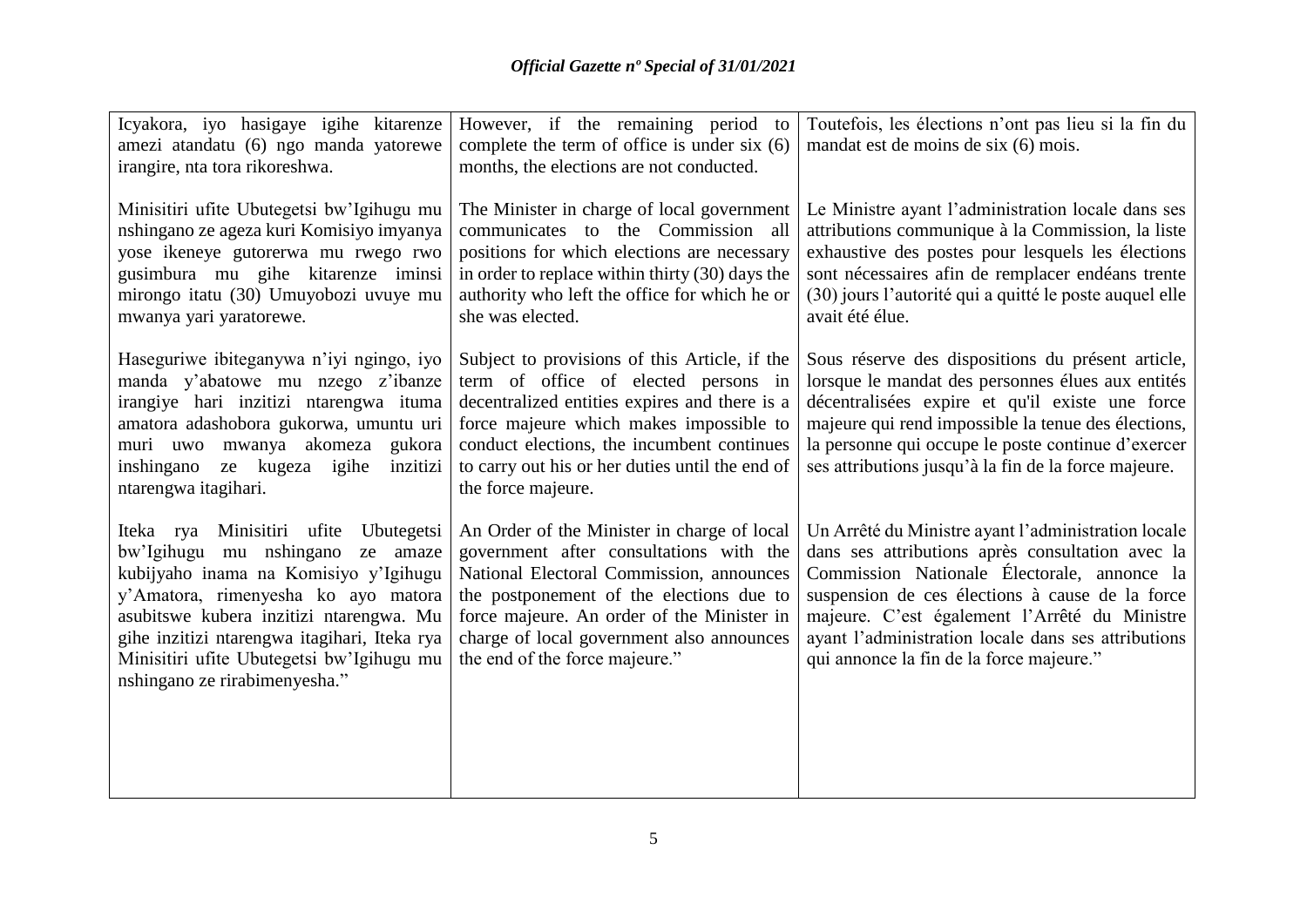| | | |
|---|---|---|
| Icyakora, iyo hasigaye igihe kitarenze amezi atandatu (6) ngo manda yatorewe irangire, nta tora rikoreshwa. | However, if the remaining period to complete the term of office is under six (6) months, the elections are not conducted. | Toutefois, les élections n'ont pas lieu si la fin du mandat est de moins de six (6) mois. |
| Minisitiri ufite Ubutegetsi bw'Igihugu mu nshingano ze ageza kuri Komisiyo imyanya yose ikeneye gutorerwa mu rwego rwo gusimbura mu gihe kitarenze iminsi mirongo itatu (30) Umuyobozi uvuye mu mwanya yari yaratorewe. | The Minister in charge of local government communicates to the Commission all positions for which elections are necessary in order to replace within thirty (30) days the authority who left the office for which he or she was elected. | Le Ministre ayant l'administration locale dans ses attributions communique à la Commission, la liste exhaustive des postes pour lesquels les élections sont nécessaires afin de remplacer endéans trente (30) jours l'autorité qui a quitté le poste auquel elle avait été élue. |
| Haseguriwe ibiteganywa n'iyi ngingo, iyo manda y'abatowe mu nzego z'ibanze irangiye hari inzitizi ntarengwa ituma amatora adashobora gukorwa, umuntu uri muri uwo mwanya akomeza gukora inshingano ze kugeza igihe inzitizi ntarengwa itagihari. | Subject to provisions of this Article, if the term of office of elected persons in decentralized entities expires and there is a force majeure which makes impossible to conduct elections, the incumbent continues to carry out his or her duties until the end of the force majeure. | Sous réserve des dispositions du présent article, lorsque le mandat des personnes élues aux entités décentralisées expire et qu'il existe une force majeure qui rend impossible la tenue des élections, la personne qui occupe le poste continue d'exercer ses attributions jusqu'à la fin de la force majeure. |
| Iteka rya Minisitiri ufite Ubutegetsi bw'Igihugu mu nshingano ze amaze kubijyaho inama na Komisiyo y'Igihugu y'Amatora, rimenyesha ko ayo matora asubitswe kubera inzitizi ntarengwa. Mu gihe inzitizi ntarengwa itagihari, Iteka rya Minisitiri ufite Ubutegetsi bw'Igihugu mu nshingano ze rirabimenyesha." | An Order of the Minister in charge of local government after consultations with the National Electoral Commission, announces the postponement of the elections due to force majeure. An order of the Minister in charge of local government also announces the end of the force majeure." | Un Arrêté du Ministre ayant l'administration locale dans ses attributions après consultation avec la Commission Nationale Électorale, annonce la suspension de ces élections à cause de la force majeure. C'est également l'Arrêté du Ministre ayant l'administration locale dans ses attributions qui annonce la fin de la force majeure." |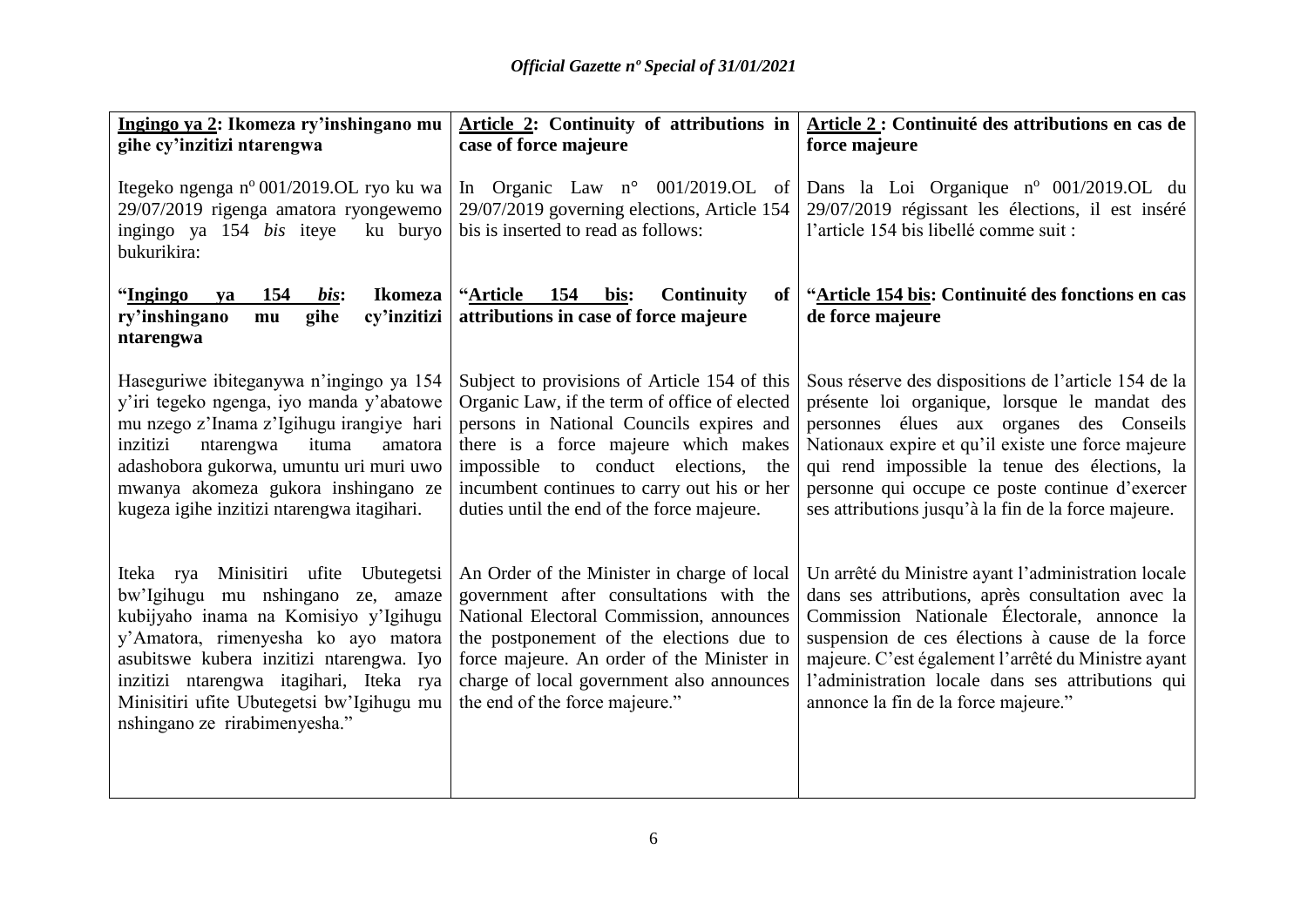| Ingingo ya 2: Ikomeza ry'inshingano mu gihe cy'inzitizi ntarengwa | Article 2: Continuity of attributions in case of force majeure | Article 2 : Continuité des attributions en cas de force majeure |
|---|---|---|
| Itegeko ngenga nº 001/2019.OL ryo ku wa 29/07/2019 rigenga amatora ryongewemo ingingo ya 154 *bis* iteye ku buryo bukurikira: | In Organic Law n° 001/2019.OL of 29/07/2019 governing elections, Article 154 bis is inserted to read as follows: | Dans la Loi Organique nº 001/2019.OL du 29/07/2019 régissant les élections, il est inséré l'article 154 bis libellé comme suit : |
| **"Ingingo ya 154 *bis*: Ikomeza ry'inshingano mu gihe cy'inzitizi ntarengwa** | **"Article 154 bis: Continuity of attributions in case of force majeure** | **"Article 154 bis: Continuité des fonctions en cas de force majeure** |
| Haseguriwe ibiteganywa n'ingingo ya 154 y'iri tegeko ngenga, iyo manda y'abatowe mu nzego z'Inama z'Igihugu irangiye hari inzitizi ntarengwa ituma amatora adashobora gukorwa, umuntu uri muri uwo mwanya akomeza gukora inshingano ze kugeza igihe inzitizi ntarengwa itagihari. | Subject to provisions of Article 154 of this Organic Law, if the term of office of elected persons in National Councils expires and there is a force majeure which makes impossible to conduct elections, the incumbent continues to carry out his or her duties until the end of the force majeure. | Sous réserve des dispositions de l'article 154 de la présente loi organique, lorsque le mandat des personnes élues aux organes des Conseils Nationaux expire et qu'il existe une force majeure qui rend impossible la tenue des élections, la personne qui occupe ce poste continue d'exercer ses attributions jusqu'à la fin de la force majeure. |
| Iteka rya Minisitiri ufite Ubutegetsi bw'Igihugu mu nshingano ze, amaze kubijyaho inama na Komisiyo y'Igihugu y'Amatora, rimenyesha ko ayo matora asubitswe kubera inzitizi ntarengwa. Iyo inzitizi ntarengwa itagihari, Iteka rya Minisitiri ufite Ubutegetsi bw'Igihugu mu nshingano ze rirabimenyesha." | An Order of the Minister in charge of local government after consultations with the National Electoral Commission, announces the postponement of the elections due to force majeure. An order of the Minister in charge of local government also announces the end of the force majeure." | Un arrêté du Ministre ayant l'administration locale dans ses attributions, après consultation avec la Commission Nationale Électorale, annonce la suspension de ces élections à cause de la force majeure. C'est également l'arrêté du Ministre ayant l'administration locale dans ses attributions qui annonce la fin de la force majeure." |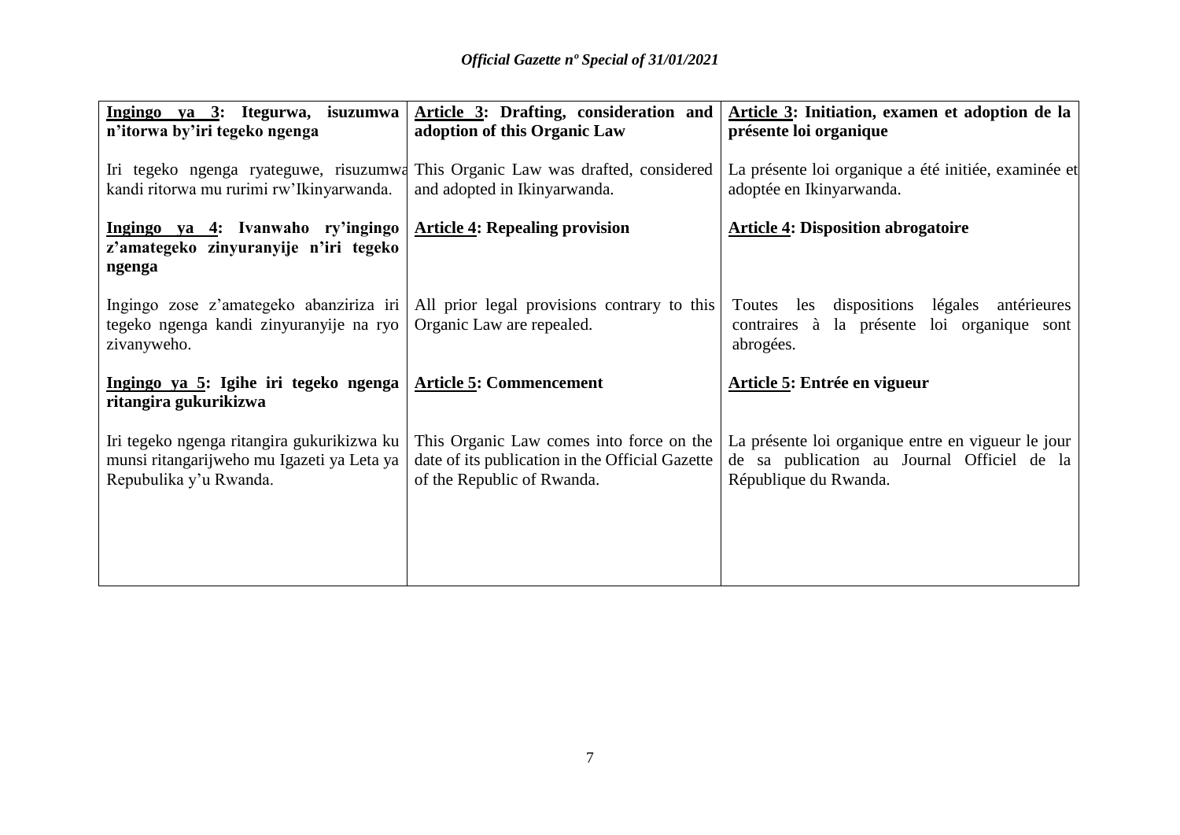| **<u>Ingingo ya 3</u>: Itegurwa, isuzumwa n'itorwa by'iri tegeko ngenga** | **<u>Article 3</u>: Drafting, consideration and adoption of this Organic Law** | **<u>Article 3</u>: Initiation, examen et adoption de la présente loi organique** |
|---|---|---|
| Iri tegeko ngenga ryateguwe, risuzumwa kandi ritorwa mu rurimi rw'Ikinyarwanda. | This Organic Law was drafted, considered and adopted in Ikinyarwanda. | La présente loi organique a été initiée, examinée et adoptée en Ikinyarwanda. |
| **<u>Ingingo ya 4</u>: Ivanwaho ry'ingingo z'amategeko zinyuranyije n'iri tegeko ngenga** | **<u>Article 4</u>: Repealing provision** | **<u>Article 4</u>: Disposition abrogatoire** |
| Ingingo zose z'amategeko abanziriza iri tegeko ngenga kandi zinyuranyije na ryo zivanyweho. | All prior legal provisions contrary to this Organic Law are repealed. | Toutes les dispositions légales antérieures contraires à la présente loi organique sont abrogées. |
| **<u>Ingingo ya 5</u>: Igihe iri tegeko ngenga ritangira gukurikizwa** | **<u>Article 5</u>: Commencement** | **<u>Article 5</u>: Entrée en vigueur** |
| Iri tegeko ngenga ritangira gukurikizwa ku munsi ritangarijweho mu Igazeti ya Leta ya Repubulika y'u Rwanda. | This Organic Law comes into force on the date of its publication in the Official Gazette of the Republic of Rwanda. | La présente loi organique entre en vigueur le jour de sa publication au Journal Officiel de la République du Rwanda. |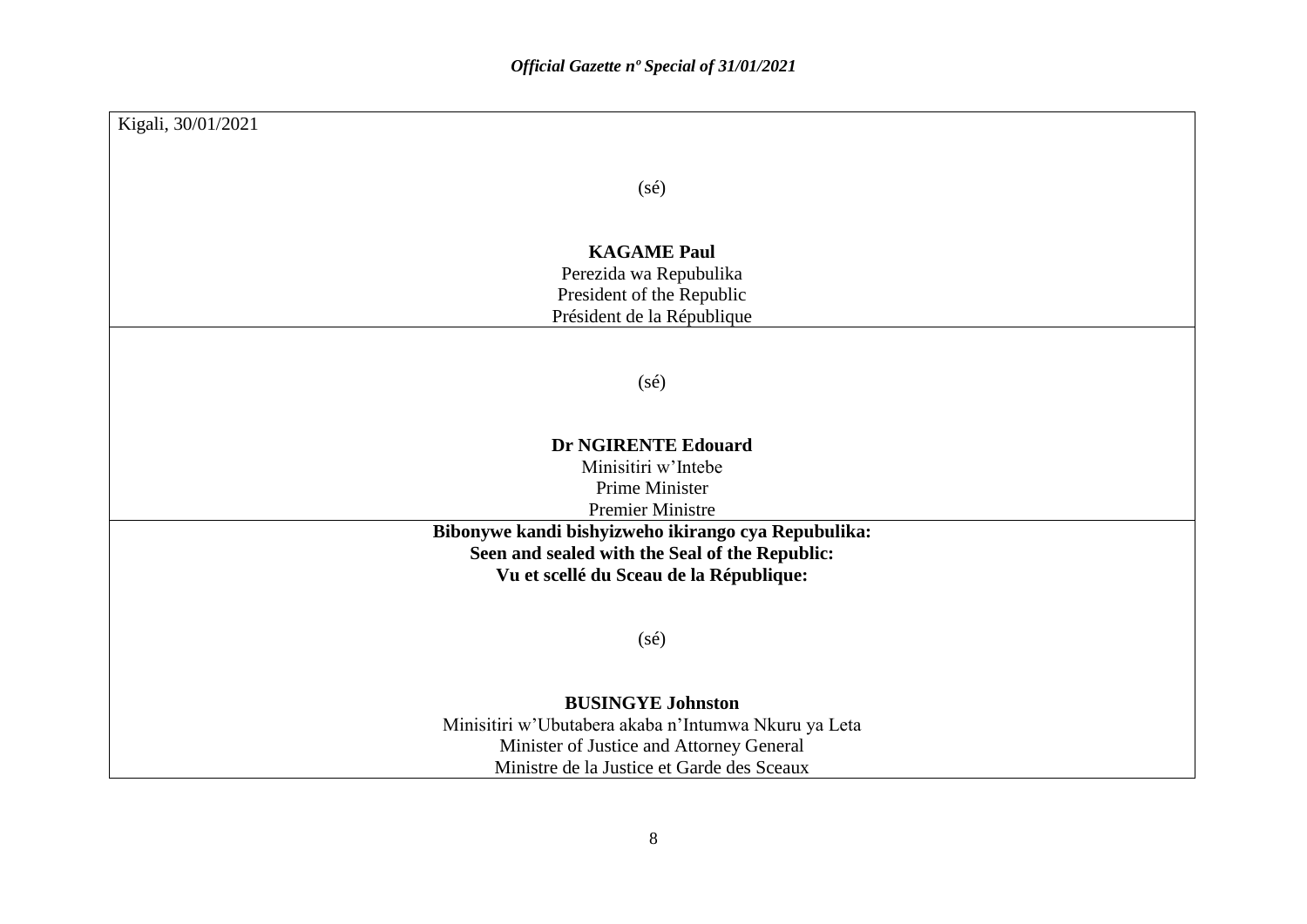Kigali, 30/01/2021

(sé)

**KAGAME Paul**
Perezida wa Repubulika
President of the Republic
Président de la République

(sé)

**Dr NGIRENTE Edouard**
Minisitiri w'Intebe
Prime Minister
Premier Ministre

**Bibonywe kandi bishyizweho ikirango cya Repubulika:**
**Seen and sealed with the Seal of the Republic:**
**Vu et scellé du Sceau de la République:**

(sé)

**BUSINGYE Johnston**
Minisitiri w'Ubutabera akaba n'Intumwa Nkuru ya Leta
Minister of Justice and Attorney General
Ministre de la Justice et Garde des Sceaux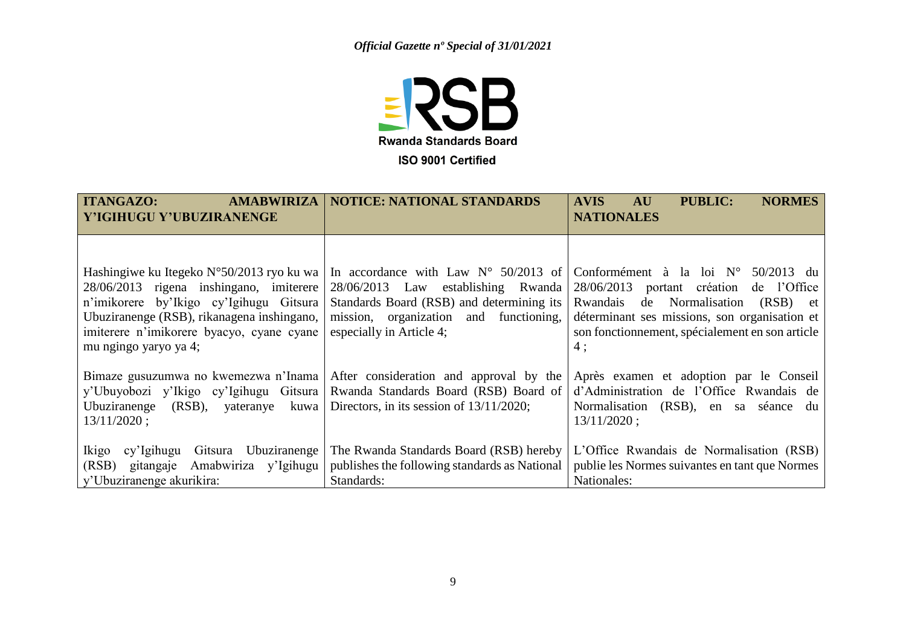Rwanda Standards Board

ISO 9001 Certified

| ITANGAZO: AMABWIRIZA Y'IGIHUGU Y'UBUZIRANENGE | NOTICE: NATIONAL STANDARDS | AVIS AU PUBLIC: NORMES NATIONALES |
|---|---|---|
| Hashingiwe ku Itegeko N°50/2013 ryo ku wa 28/06/2013 rigena inshingano, imiterere n'imikorere by'Ikigo cy'Igihugu Gitsura Ubuziranenge (RSB), rikanagena inshingano, imiterere n'imikorere byacyo, cyane cyane mu ngingo yaryo ya 4; | In accordance with Law N° 50/2013 of 28/06/2013 Law establishing Rwanda Standards Board (RSB) and determining its mission, organization and functioning, especially in Article 4; | Conformément à la loi N° 50/2013 du 28/06/2013 portant création de l'Office Rwandais de Normalisation (RSB) et déterminant ses missions, son organisation et son fonctionnement, spécialement en son article 4 ; |
| Bimaze gusuzumwa no kwemezwa n'Inama y'Ubuyobozi y'Ikigo cy'Igihugu Gitsura Ubuziranenge (RSB), yateranye kuwa 13/11/2020 ; | After consideration and approval by the Rwanda Standards Board (RSB) Board of Directors, in its session of 13/11/2020; | Après examen et adoption par le Conseil d'Administration de l'Office Rwandais de Normalisation (RSB), en sa séance du 13/11/2020 ; |
| Ikigo cy'Igihugu Gitsura Ubuziranenge (RSB) gitangaje Amabwiriza y'Igihugu y'Ubuziranenge akurikira: | The Rwanda Standards Board (RSB) hereby publishes the following standards as National Standards: | L'Office Rwandais de Normalisation (RSB) publie les Normes suivantes en tant que Normes Nationales: |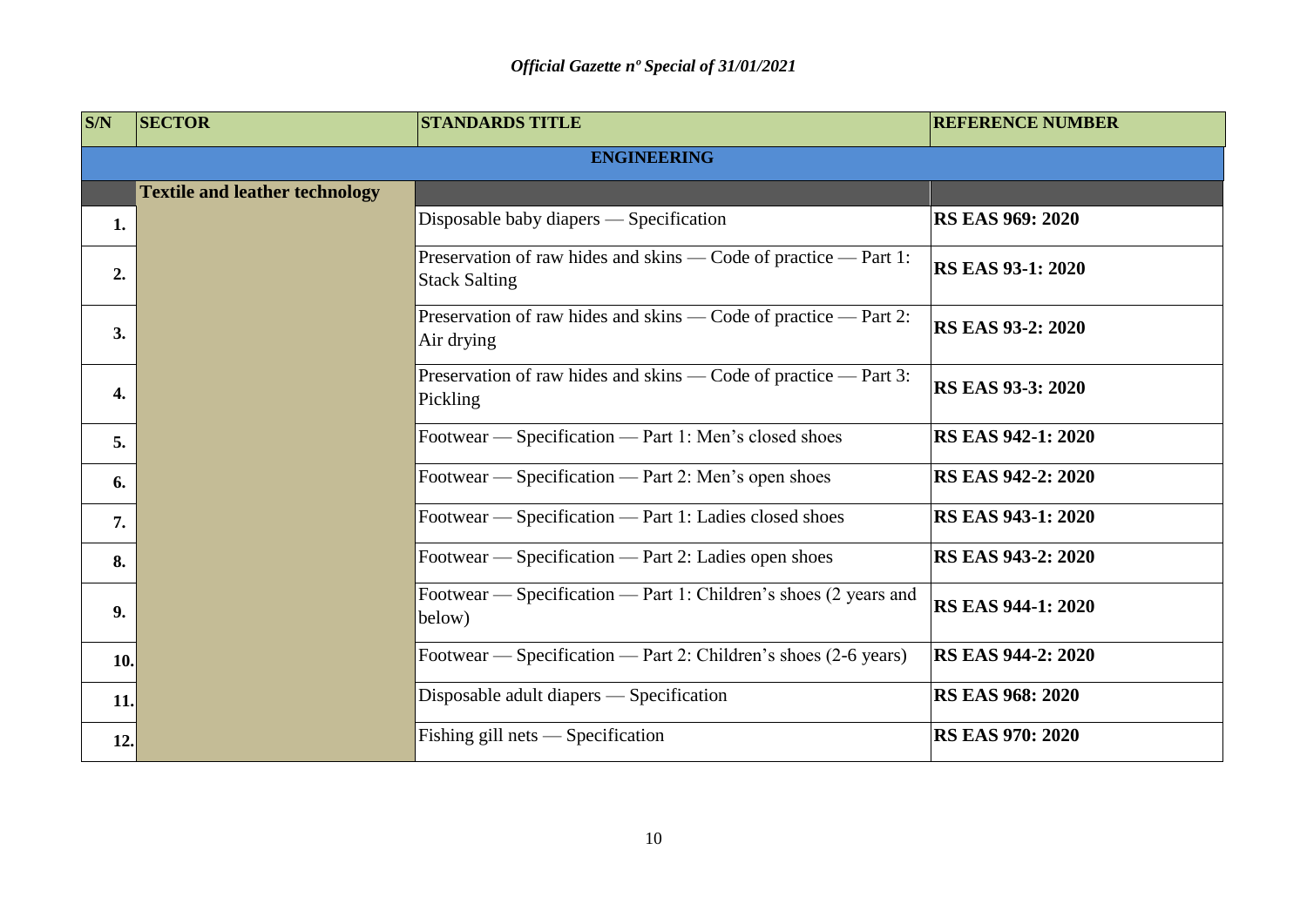| S/N | SECTOR | STANDARDS TITLE | REFERENCE NUMBER |
|---|---|---|---|
| | | **ENGINEERING** | |
| | **Textile and leather technology** | | |
| **1.** | | Disposable baby diapers — Specification | **RS EAS 969: 2020** |
| **2.** | | Preservation of raw hides and skins — Code of practice — Part 1: Stack Salting | **RS EAS 93-1: 2020** |
| **3.** | | Preservation of raw hides and skins — Code of practice — Part 2: Air drying | **RS EAS 93-2: 2020** |
| **4.** | | Preservation of raw hides and skins — Code of practice — Part 3: Pickling | **RS EAS 93-3: 2020** |
| **5.** | | Footwear — Specification — Part 1: Men's closed shoes | **RS EAS 942-1: 2020** |
| **6.** | | Footwear — Specification — Part 2: Men's open shoes | **RS EAS 942-2: 2020** |
| **7.** | | Footwear — Specification — Part 1: Ladies closed shoes | **RS EAS 943-1: 2020** |
| **8.** | | Footwear — Specification — Part 2: Ladies open shoes | **RS EAS 943-2: 2020** |
| **9.** | | Footwear — Specification — Part 1: Children's shoes (2 years and below) | **RS EAS 944-1: 2020** |
| **10.** | | Footwear — Specification — Part 2: Children's shoes (2-6 years) | **RS EAS 944-2: 2020** |
| **11.** | | Disposable adult diapers — Specification | **RS EAS 968: 2020** |
| **12.** | | Fishing gill nets — Specification | **RS EAS 970: 2020** |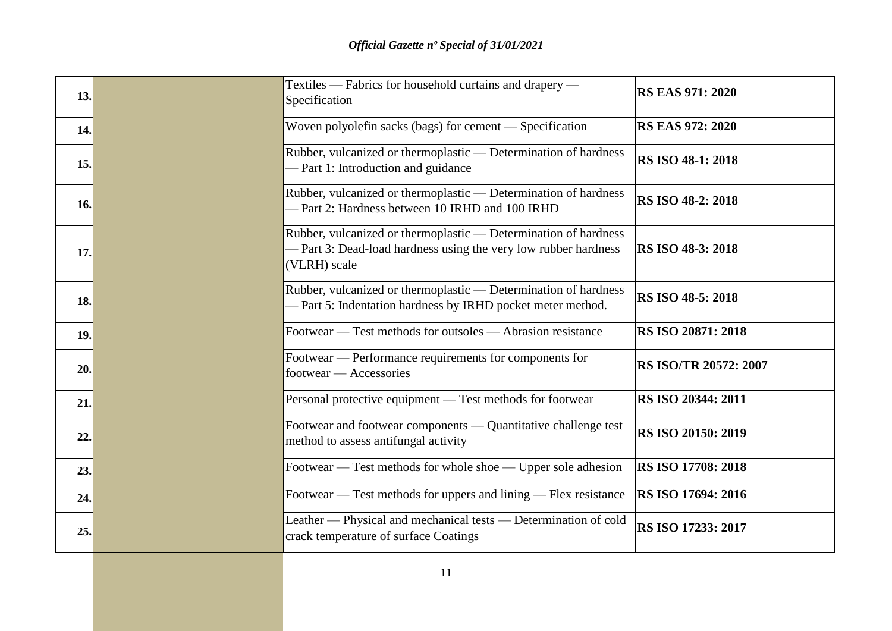| | | | |
|---|---|---|---|
| **13.** | | Textiles — Fabrics for household curtains and drapery — Specification | **RS EAS 971: 2020** |
| **14.** | | Woven polyolefin sacks (bags) for cement — Specification | **RS EAS 972: 2020** |
| **15.** | | Rubber, vulcanized or thermoplastic — Determination of hardness — Part 1: Introduction and guidance | **RS ISO 48-1: 2018** |
| **16.** | | Rubber, vulcanized or thermoplastic — Determination of hardness — Part 2: Hardness between 10 IRHD and 100 IRHD | **RS ISO 48-2: 2018** |
| **17.** | | Rubber, vulcanized or thermoplastic — Determination of hardness — Part 3: Dead-load hardness using the very low rubber hardness (VLRH) scale | **RS ISO 48-3: 2018** |
| **18.** | | Rubber, vulcanized or thermoplastic — Determination of hardness — Part 5: Indentation hardness by IRHD pocket meter method. | **RS ISO 48-5: 2018** |
| **19.** | | Footwear — Test methods for outsoles — Abrasion resistance | **RS ISO 20871: 2018** |
| **20.** | | Footwear — Performance requirements for components for footwear — Accessories | **RS ISO/TR 20572: 2007** |
| **21.** | | Personal protective equipment — Test methods for footwear | **RS ISO 20344: 2011** |
| **22.** | | Footwear and footwear components — Quantitative challenge test method to assess antifungal activity | **RS ISO 20150: 2019** |
| **23.** | | Footwear — Test methods for whole shoe — Upper sole adhesion | **RS ISO 17708: 2018** |
| **24.** | | Footwear — Test methods for uppers and lining — Flex resistance | **RS ISO 17694: 2016** |
| **25.** | | Leather — Physical and mechanical tests — Determination of cold crack temperature of surface Coatings | **RS ISO 17233: 2017** |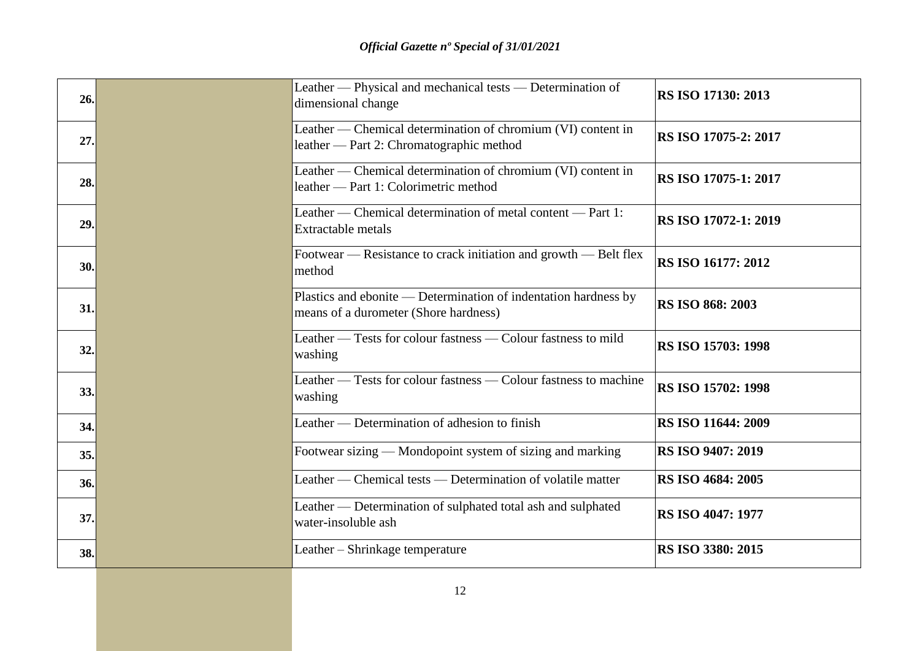| | | | |
|---|---|---|---|
| **26.** | | Leather — Physical and mechanical tests — Determination of dimensional change | **RS ISO 17130: 2013** |
| **27.** | | Leather — Chemical determination of chromium (VI) content in leather — Part 2: Chromatographic method | **RS ISO 17075-2: 2017** |
| **28.** | | Leather — Chemical determination of chromium (VI) content in leather — Part 1: Colorimetric method | **RS ISO 17075-1: 2017** |
| **29.** | | Leather — Chemical determination of metal content — Part 1: Extractable metals | **RS ISO 17072-1: 2019** |
| **30.** | | Footwear — Resistance to crack initiation and growth — Belt flex method | **RS ISO 16177: 2012** |
| **31.** | | Plastics and ebonite — Determination of indentation hardness by means of a durometer (Shore hardness) | **RS ISO 868: 2003** |
| **32.** | | Leather — Tests for colour fastness — Colour fastness to mild washing | **RS ISO 15703: 1998** |
| **33.** | | Leather — Tests for colour fastness — Colour fastness to machine washing | **RS ISO 15702: 1998** |
| **34.** | | Leather — Determination of adhesion to finish | **RS ISO 11644: 2009** |
| **35.** | | Footwear sizing — Mondopoint system of sizing and marking | **RS ISO 9407: 2019** |
| **36.** | | Leather — Chemical tests — Determination of volatile matter | **RS ISO 4684: 2005** |
| **37.** | | Leather — Determination of sulphated total ash and sulphated water-insoluble ash | **RS ISO 4047: 1977** |
| **38.** | | Leather – Shrinkage temperature | **RS ISO 3380: 2015** |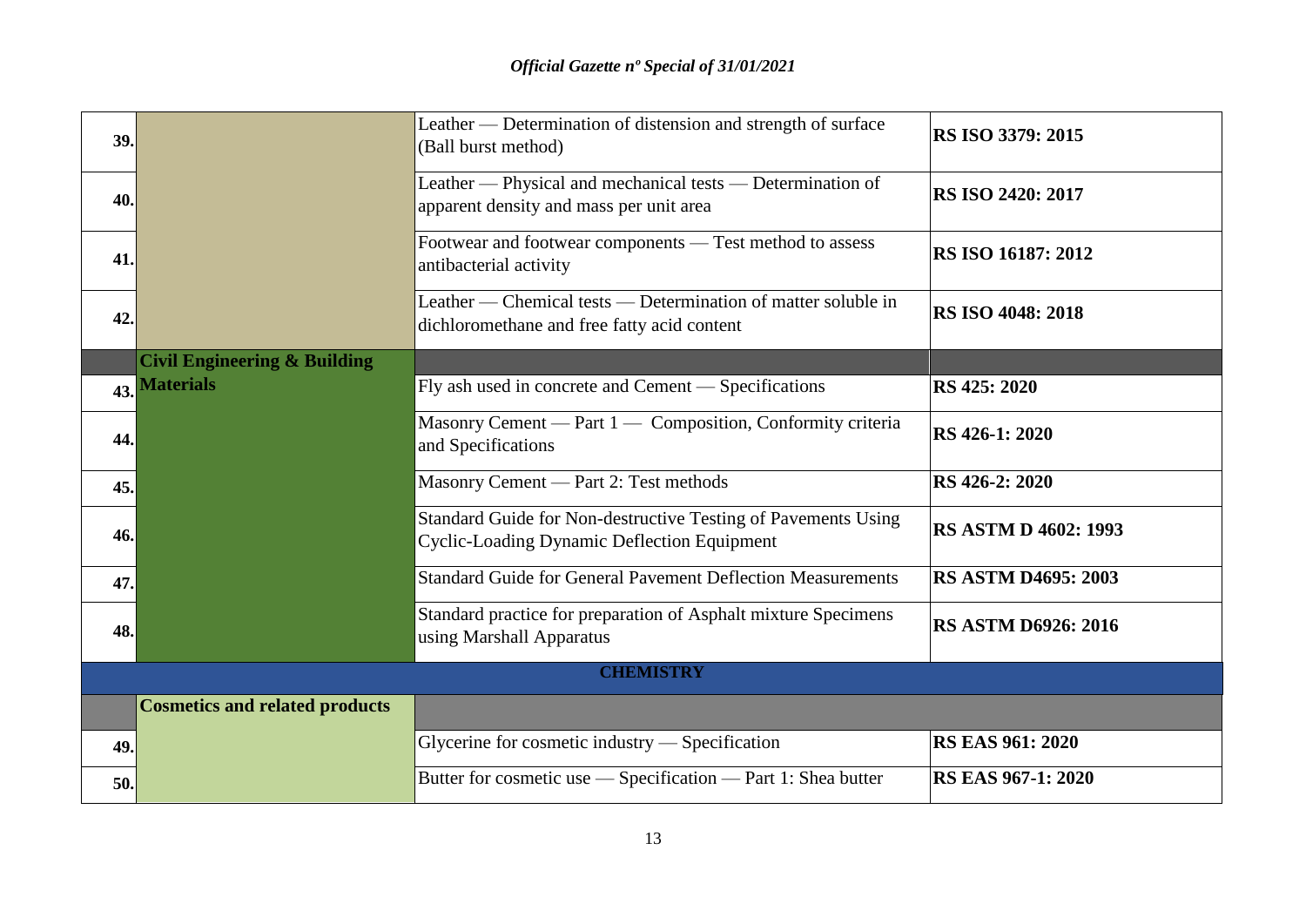| | | | |
|---|---|---|---|
| **39.** | | Leather — Determination of distension and strength of surface (Ball burst method) | **RS ISO 3379: 2015** |
| **40.** | | Leather — Physical and mechanical tests — Determination of apparent density and mass per unit area | **RS ISO 2420: 2017** |
| **41.** | | Footwear and footwear components — Test method to assess antibacterial activity | **RS ISO 16187: 2012** |
| **42.** | | Leather — Chemical tests — Determination of matter soluble in dichloromethane and free fatty acid content | **RS ISO 4048: 2018** |
| | **Civil Engineering & Building Materials** | | |
| **43.** | | Fly ash used in concrete and Cement — Specifications | **RS 425: 2020** |
| **44.** | | Masonry Cement — Part 1 — Composition, Conformity criteria and Specifications | **RS 426-1: 2020** |
| **45.** | | Masonry Cement — Part 2: Test methods | **RS 426-2: 2020** |
| **46.** | | Standard Guide for Non-destructive Testing of Pavements Using Cyclic-Loading Dynamic Deflection Equipment | **RS ASTM D 4602: 1993** |
| **47.** | | Standard Guide for General Pavement Deflection Measurements | **RS ASTM D4695: 2003** |
| **48.** | | Standard practice for preparation of Asphalt mixture Specimens using Marshall Apparatus | **RS ASTM D6926: 2016** |
| | | **CHEMISTRY** | |
| | **Cosmetics and related products** | | |
| **49.** | | Glycerine for cosmetic industry — Specification | **RS EAS 961: 2020** |
| **50.** | | Butter for cosmetic use — Specification — Part 1: Shea butter | **RS EAS 967-1: 2020** |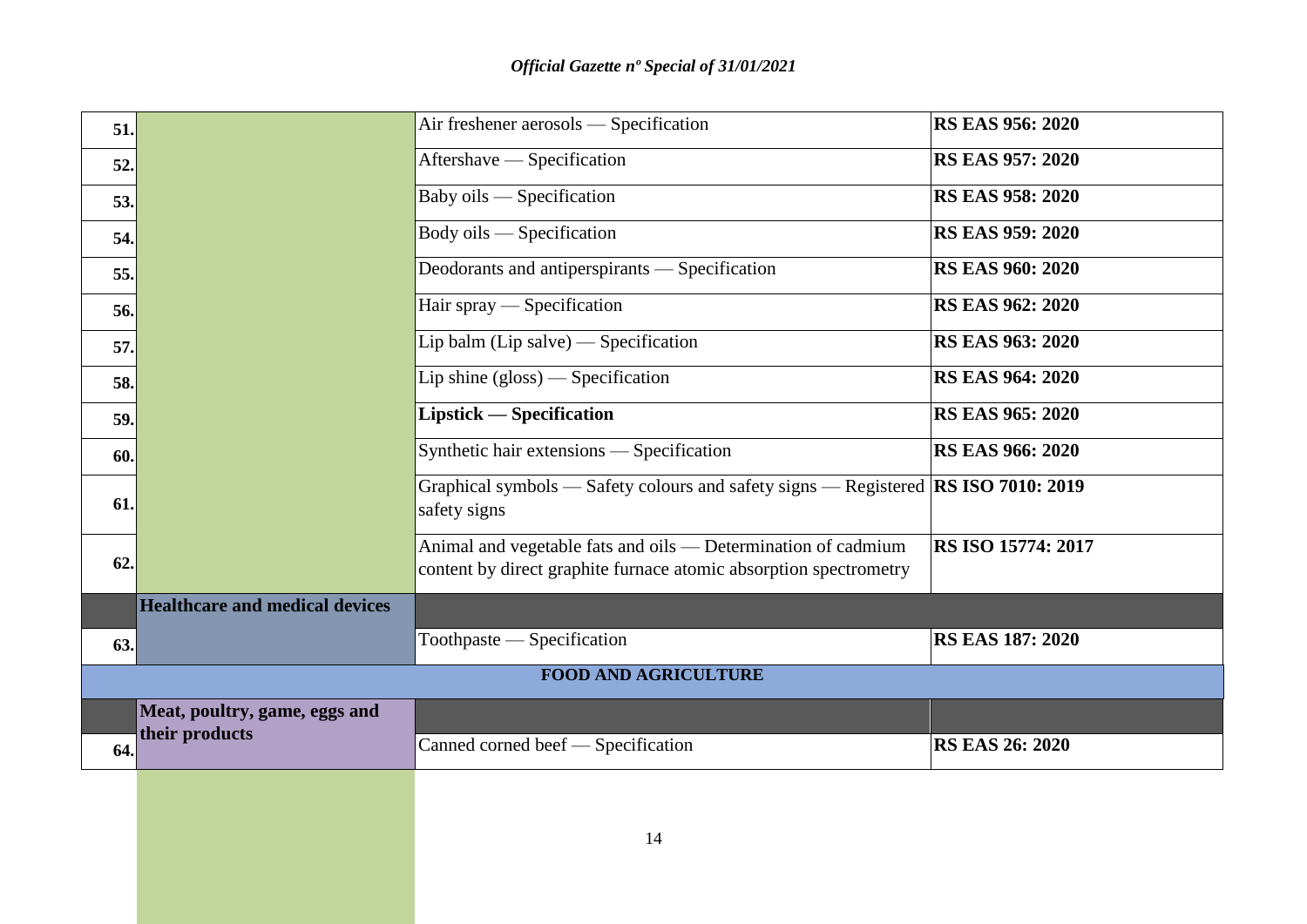| | | | |
|---|---|---|---|
| **51.** | | Air freshener aerosols — Specification | **RS EAS 956: 2020** |
| **52.** | | Aftershave — Specification | **RS EAS 957: 2020** |
| **53.** | | Baby oils — Specification | **RS EAS 958: 2020** |
| **54.** | | Body oils — Specification | **RS EAS 959: 2020** |
| **55.** | | Deodorants and antiperspirants — Specification | **RS EAS 960: 2020** |
| **56.** | | Hair spray — Specification | **RS EAS 962: 2020** |
| **57.** | | Lip balm (Lip salve) — Specification | **RS EAS 963: 2020** |
| **58.** | | Lip shine (gloss) — Specification | **RS EAS 964: 2020** |
| **59.** | | **Lipstick — Specification** | **RS EAS 965: 2020** |
| **60.** | | Synthetic hair extensions — Specification | **RS EAS 966: 2020** |
| **61.** | | Graphical symbols — Safety colours and safety signs — Registered safety signs | **RS ISO 7010: 2019** |
| **62.** | | Animal and vegetable fats and oils — Determination of cadmium content by direct graphite furnace atomic absorption spectrometry | **RS ISO 15774: 2017** |
| | **Healthcare and medical devices** | | |
| **63.** | | Toothpaste — Specification | **RS EAS 187: 2020** |
| | | **FOOD AND AGRICULTURE** | |
| | **Meat, poultry, game, eggs and their products** | | |
| **64.** | | Canned corned beef — Specification | **RS EAS 26: 2020** |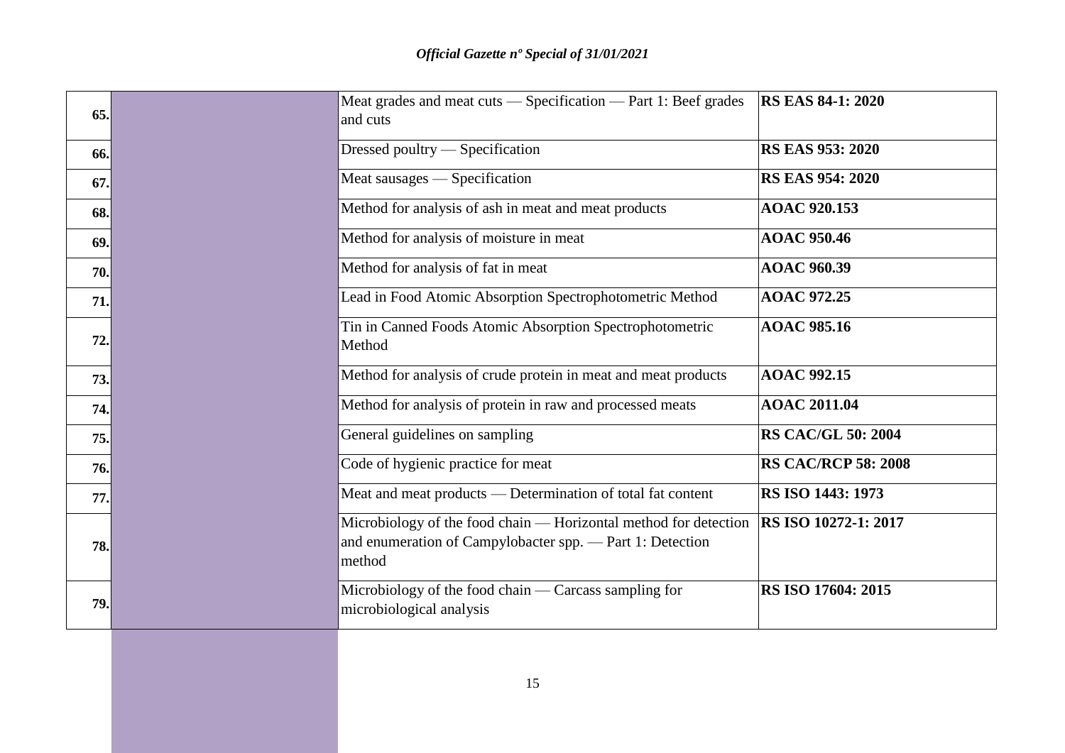| | | | |
|---|---|---|---|
| **65.** | | Meat grades and meat cuts — Specification — Part 1: Beef grades and cuts | **RS EAS 84-1: 2020** |
| **66.** | | Dressed poultry — Specification | **RS EAS 953: 2020** |
| **67.** | | Meat sausages — Specification | **RS EAS 954: 2020** |
| **68.** | | Method for analysis of ash in meat and meat products | **AOAC 920.153** |
| **69.** | | Method for analysis of moisture in meat | **AOAC 950.46** |
| **70.** | | Method for analysis of fat in meat | **AOAC 960.39** |
| **71.** | | Lead in Food Atomic Absorption Spectrophotometric Method | **AOAC 972.25** |
| **72.** | | Tin in Canned Foods Atomic Absorption Spectrophotometric Method | **AOAC 985.16** |
| **73.** | | Method for analysis of crude protein in meat and meat products | **AOAC 992.15** |
| **74.** | | Method for analysis of protein in raw and processed meats | **AOAC 2011.04** |
| **75.** | | General guidelines on sampling | **RS CAC/GL 50: 2004** |
| **76.** | | Code of hygienic practice for meat | **RS CAC/RCP 58: 2008** |
| **77.** | | Meat and meat products — Determination of total fat content | **RS ISO 1443: 1973** |
| **78.** | | Microbiology of the food chain — Horizontal method for detection and enumeration of Campylobacter spp. — Part 1: Detection method | **RS ISO 10272-1: 2017** |
| **79.** | | Microbiology of the food chain — Carcass sampling for microbiological analysis | **RS ISO 17604: 2015** |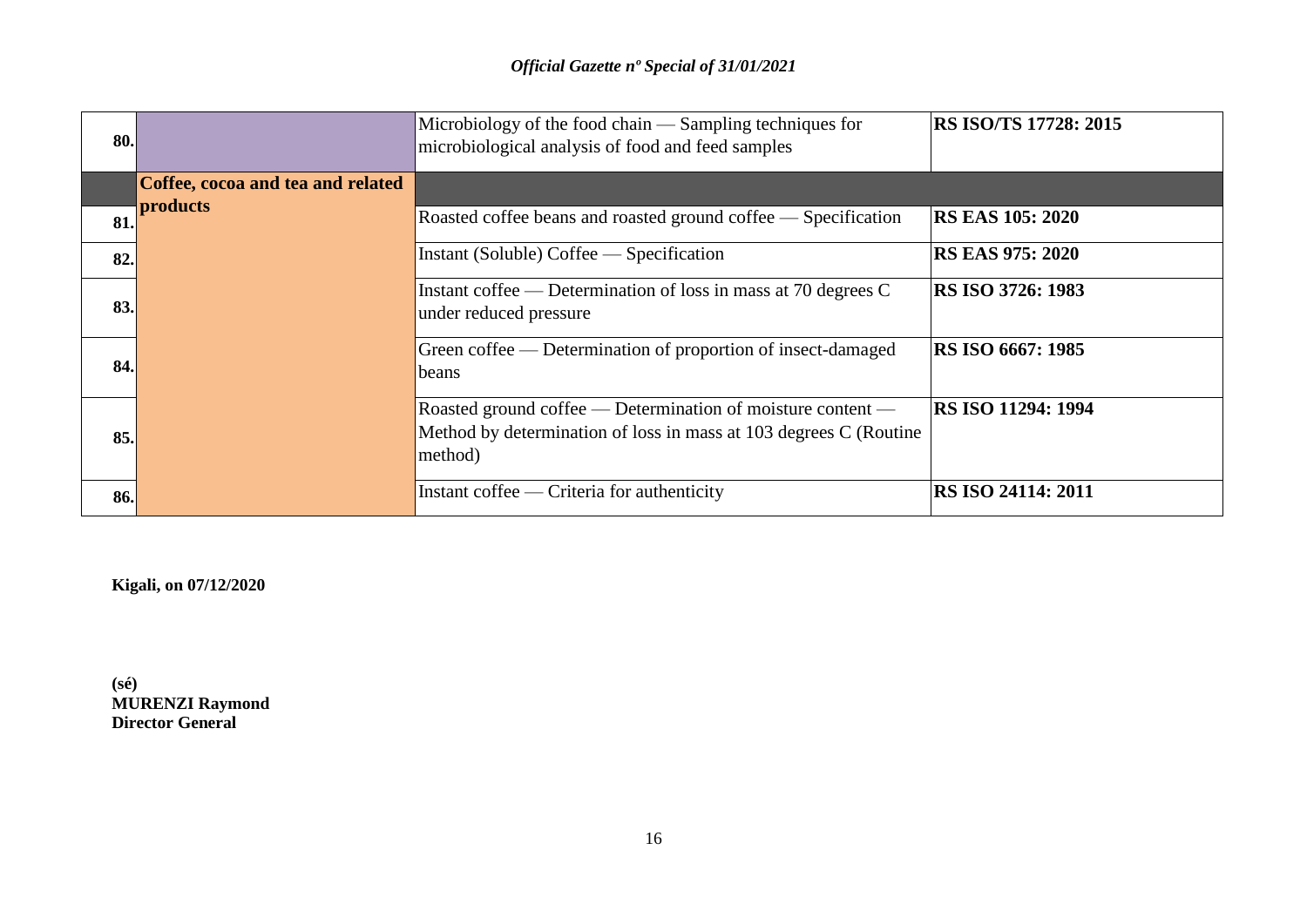| | | | |
|---|---|---|---|
| **80.** | | Microbiology of the food chain — Sampling techniques for microbiological analysis of food and feed samples | **RS ISO/TS 17728: 2015** |
| | **Coffee, cocoa and tea and related products** | | |
| **81.** | | Roasted coffee beans and roasted ground coffee — Specification | **RS EAS 105: 2020** |
| **82.** | | Instant (Soluble) Coffee — Specification | **RS EAS 975: 2020** |
| **83.** | | Instant coffee — Determination of loss in mass at 70 degrees C under reduced pressure | **RS ISO 3726: 1983** |
| **84.** | | Green coffee — Determination of proportion of insect-damaged beans | **RS ISO 6667: 1985** |
| **85.** | | Roasted ground coffee — Determination of moisture content — Method by determination of loss in mass at 103 degrees C (Routine method) | **RS ISO 11294: 1994** |
| **86.** | | Instant coffee — Criteria for authenticity | **RS ISO 24114: 2011** |

**Kigali, on 07/12/2020**

**(sé)**
**MURENZI Raymond**
**Director General**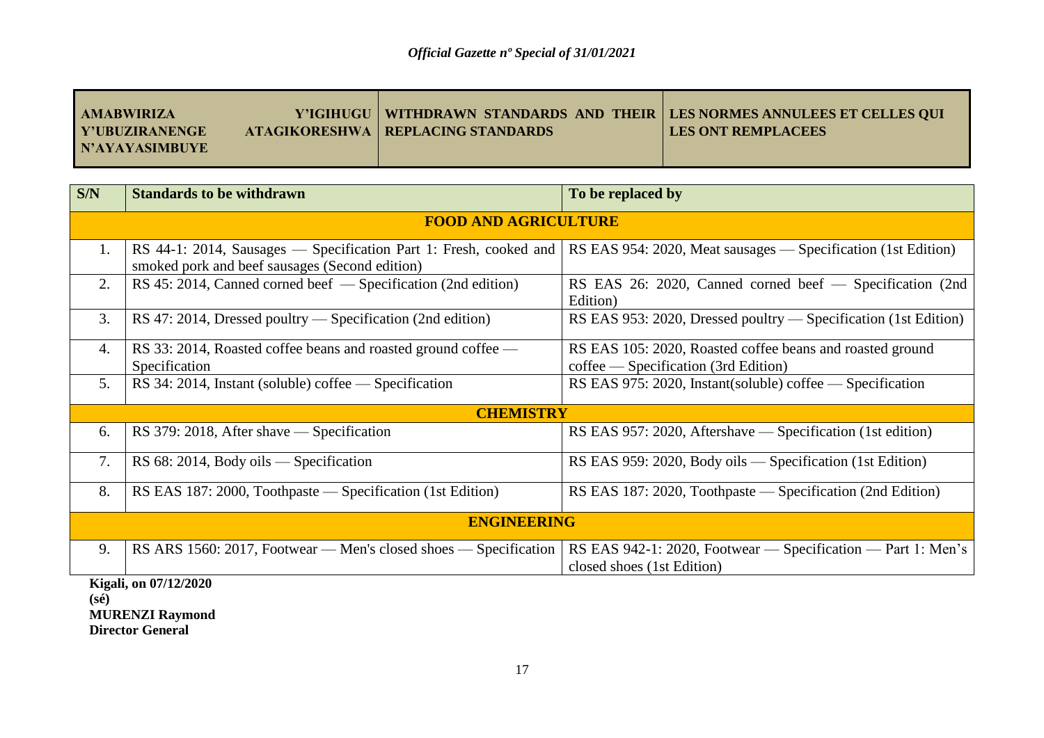| AMABWIRIZA Y'IGIHUGU Y'UBUZIRANENGE ATAGIKORESHWA N'AYAYASIMBUYE | WITHDRAWN STANDARDS AND THEIR REPLACING STANDARDS | LES NORMES ANNULEES ET CELLES QUI LES ONT REMPLACEES |
|---|---|---|

| S/N | Standards to be withdrawn | To be replaced by |
|---|---|---|
| | **FOOD AND AGRICULTURE** | |
| 1. | RS 44-1: 2014, Sausages — Specification Part 1: Fresh, cooked and smoked pork and beef sausages (Second edition) | RS EAS 954: 2020, Meat sausages — Specification (1st Edition) |
| 2. | RS 45: 2014, Canned corned beef — Specification (2nd edition) | RS EAS 26: 2020, Canned corned beef — Specification (2nd Edition) |
| 3. | RS 47: 2014, Dressed poultry — Specification (2nd edition) | RS EAS 953: 2020, Dressed poultry — Specification (1st Edition) |
| 4. | RS 33: 2014, Roasted coffee beans and roasted ground coffee — Specification | RS EAS 105: 2020, Roasted coffee beans and roasted ground coffee — Specification (3rd Edition) |
| 5. | RS 34: 2014, Instant (soluble) coffee — Specification | RS EAS 975: 2020, Instant(soluble) coffee — Specification |
| | **CHEMISTRY** | |
| 6. | RS 379: 2018, After shave — Specification | RS EAS 957: 2020, Aftershave — Specification (1st edition) |
| 7. | RS 68: 2014, Body oils — Specification | RS EAS 959: 2020, Body oils — Specification (1st Edition) |
| 8. | RS EAS 187: 2000, Toothpaste — Specification (1st Edition) | RS EAS 187: 2020, Toothpaste — Specification (2nd Edition) |
| | **ENGINEERING** | |
| 9. | RS ARS 1560: 2017, Footwear — Men's closed shoes — Specification | RS EAS 942-1: 2020, Footwear — Specification — Part 1: Men's closed shoes (1st Edition) |

**Kigali, on 07/12/2020**

**(sé)**

**MURENZI Raymond**

**Director General**